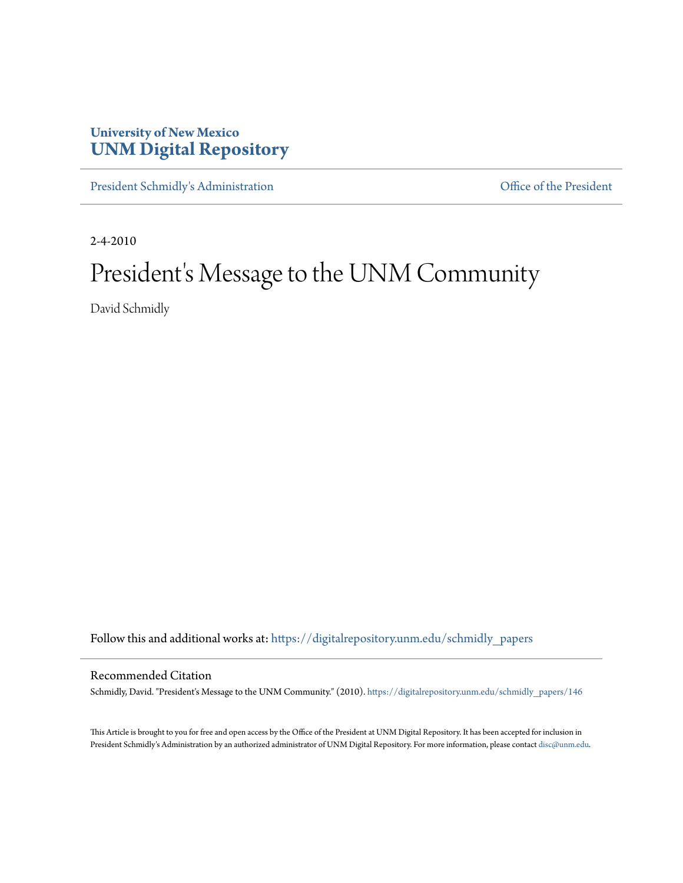University of New Mexico
**UNM Digital Repository**

President Schmidly's Administration

Office of the President

2-4-2010

# President's Message to the UNM Community

David Schmidly

Follow this and additional works at: https://digitalrepository.unm.edu/schmidly_papers

## Recommended Citation

Schmidly, David. "President's Message to the UNM Community." (2010). https://digitalrepository.unm.edu/schmidly_papers/146

This Article is brought to you for free and open access by the Office of the President at UNM Digital Repository. It has been accepted for inclusion in President Schmidly's Administration by an authorized administrator of UNM Digital Repository. For more information, please contact disc@unm.edu.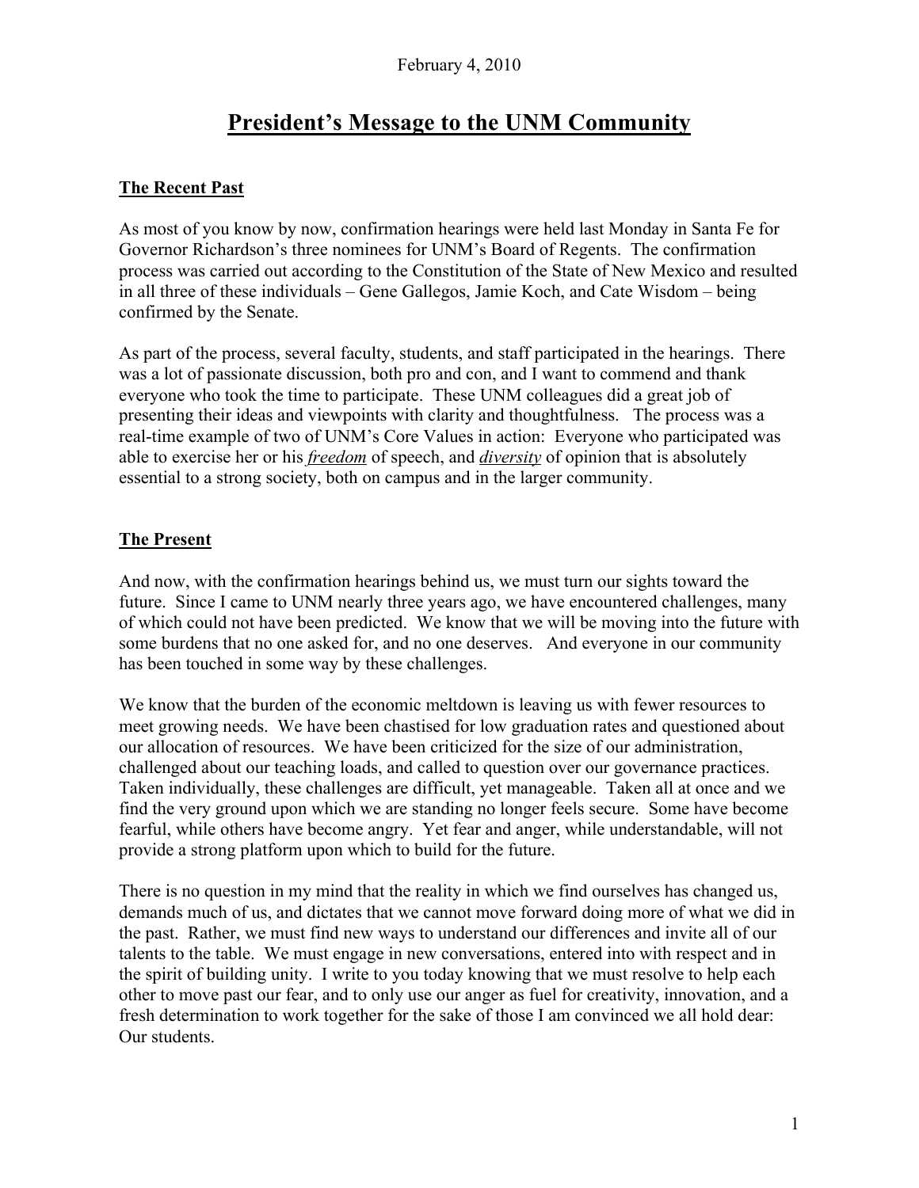February 4, 2010

# President's Message to the UNM Community

## The Recent Past

As most of you know by now, confirmation hearings were held last Monday in Santa Fe for Governor Richardson's three nominees for UNM's Board of Regents. The confirmation process was carried out according to the Constitution of the State of New Mexico and resulted in all three of these individuals – Gene Gallegos, Jamie Koch, and Cate Wisdom – being confirmed by the Senate.

As part of the process, several faculty, students, and staff participated in the hearings. There was a lot of passionate discussion, both pro and con, and I want to commend and thank everyone who took the time to participate. These UNM colleagues did a great job of presenting their ideas and viewpoints with clarity and thoughtfulness. The process was a real-time example of two of UNM's Core Values in action: Everyone who participated was able to exercise her or his ***freedom*** of speech, and ***diversity*** of opinion that is absolutely essential to a strong society, both on campus and in the larger community.

## The Present

And now, with the confirmation hearings behind us, we must turn our sights toward the future. Since I came to UNM nearly three years ago, we have encountered challenges, many of which could not have been predicted. We know that we will be moving into the future with some burdens that no one asked for, and no one deserves. And everyone in our community has been touched in some way by these challenges.

We know that the burden of the economic meltdown is leaving us with fewer resources to meet growing needs. We have been chastised for low graduation rates and questioned about our allocation of resources. We have been criticized for the size of our administration, challenged about our teaching loads, and called to question over our governance practices. Taken individually, these challenges are difficult, yet manageable. Taken all at once and we find the very ground upon which we are standing no longer feels secure. Some have become fearful, while others have become angry. Yet fear and anger, while understandable, will not provide a strong platform upon which to build for the future.

There is no question in my mind that the reality in which we find ourselves has changed us, demands much of us, and dictates that we cannot move forward doing more of what we did in the past. Rather, we must find new ways to understand our differences and invite all of our talents to the table. We must engage in new conversations, entered into with respect and in the spirit of building unity. I write to you today knowing that we must resolve to help each other to move past our fear, and to only use our anger as fuel for creativity, innovation, and a fresh determination to work together for the sake of those I am convinced we all hold dear: Our students.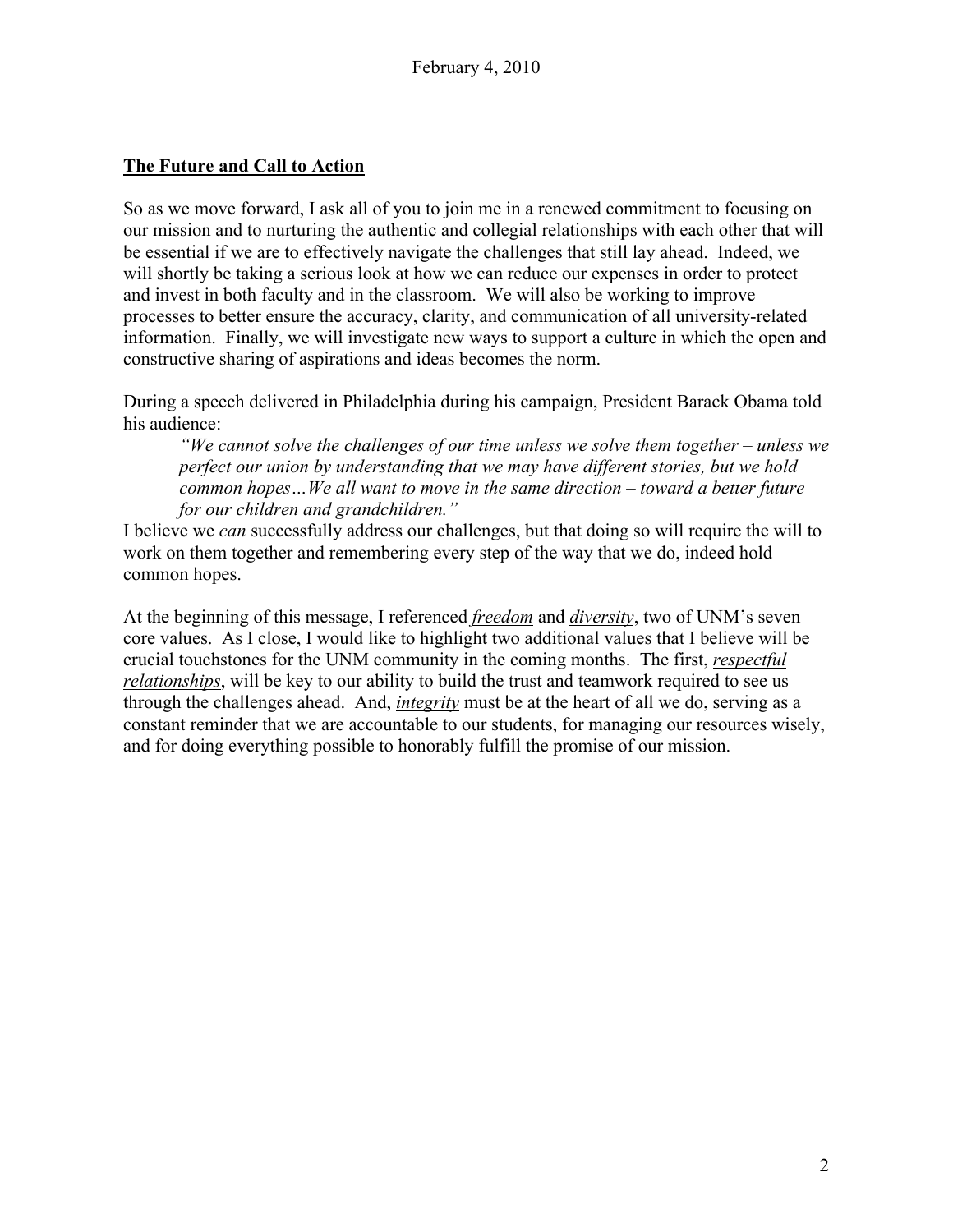February 4, 2010

## The Future and Call to Action

So as we move forward, I ask all of you to join me in a renewed commitment to focusing on our mission and to nurturing the authentic and collegial relationships with each other that will be essential if we are to effectively navigate the challenges that still lay ahead. Indeed, we will shortly be taking a serious look at how we can reduce our expenses in order to protect and invest in both faculty and in the classroom. We will also be working to improve processes to better ensure the accuracy, clarity, and communication of all university-related information. Finally, we will investigate new ways to support a culture in which the open and constructive sharing of aspirations and ideas becomes the norm.

During a speech delivered in Philadelphia during his campaign, President Barack Obama told his audience:

> *"We cannot solve the challenges of our time unless we solve them together – unless we perfect our union by understanding that we may have different stories, but we hold common hopes…We all want to move in the same direction – toward a better future for our children and grandchildren."*

I believe we *can* successfully address our challenges, but that doing so will require the will to work on them together and remembering every step of the way that we do, indeed hold common hopes.

At the beginning of this message, I referenced ***freedom*** and ***diversity***, two of UNM's seven core values. As I close, I would like to highlight two additional values that I believe will be crucial touchstones for the UNM community in the coming months. The first, ***respectful relationships***, will be key to our ability to build the trust and teamwork required to see us through the challenges ahead. And, ***integrity*** must be at the heart of all we do, serving as a constant reminder that we are accountable to our students, for managing our resources wisely, and for doing everything possible to honorably fulfill the promise of our mission.